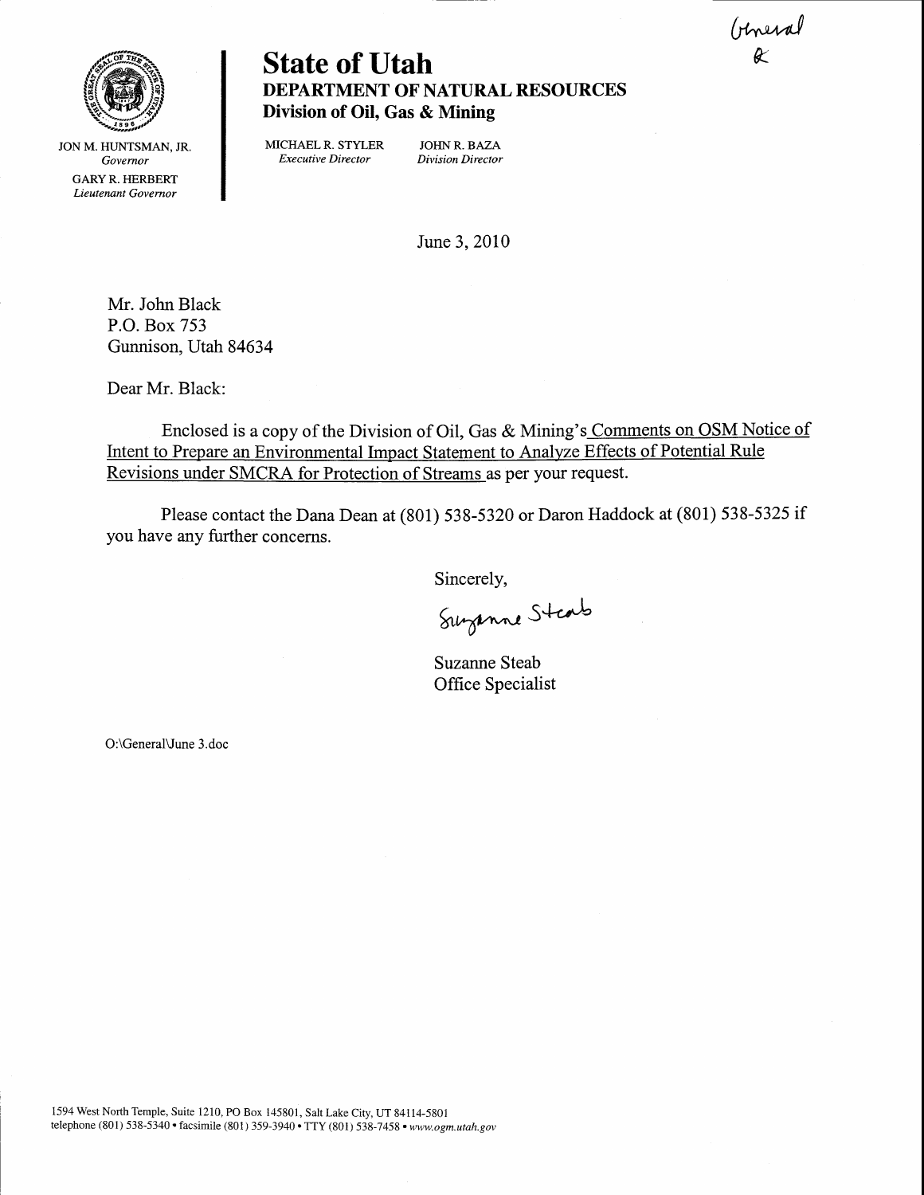General
R

# State of Utah
## DEPARTMENT OF NATURAL RESOURCES
### Division of Oil, Gas & Mining

JON M. HUNTSMAN, JR.
*Governor*

GARY R. HERBERT
*Lieutenant Governor*

MICHAEL R. STYLER
*Executive Director*

JOHN R. BAZA
*Division Director*

June 3, 2010

Mr. John Black
P.O. Box 753
Gunnison, Utah 84634

Dear Mr. Black:

Enclosed is a copy of the Division of Oil, Gas & Mining's Comments on OSM Notice of Intent to Prepare an Environmental Impact Statement to Analyze Effects of Potential Rule Revisions under SMCRA for Protection of Streams as per your request.

Please contact the Dana Dean at (801) 538-5320 or Daron Haddock at (801) 538-5325 if you have any further concerns.

Sincerely,

Suzanne Steab

Suzanne Steab
Office Specialist

O:\General\June 3.doc

1594 West North Temple, Suite 1210, PO Box 145801, Salt Lake City, UT 84114-5801
telephone (801) 538-5340 • facsimile (801) 359-3940 • TTY (801) 538-7458 • *www.ogm.utah.gov*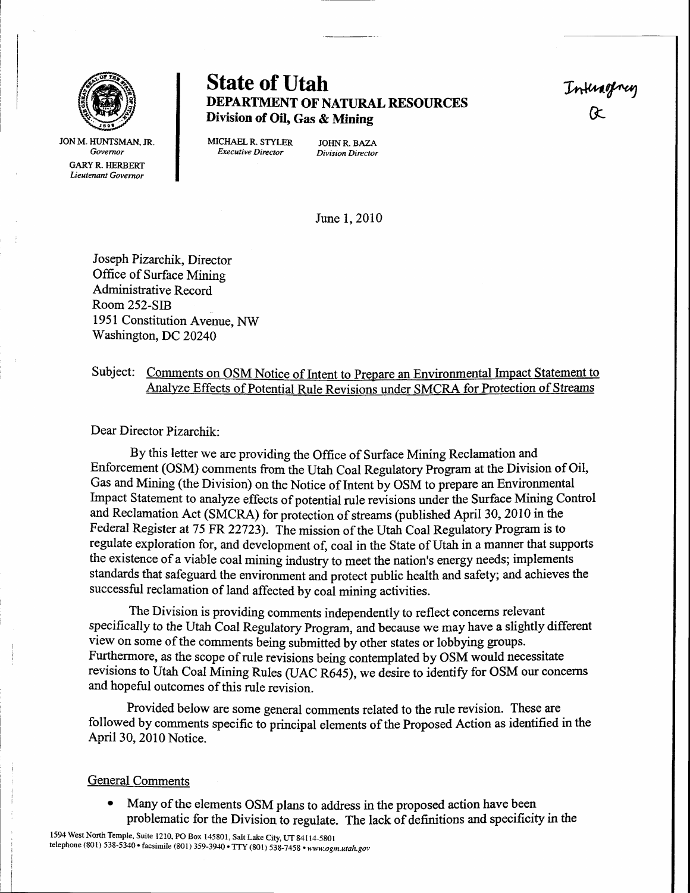**State of Utah**
**DEPARTMENT OF NATURAL RESOURCES**
**Division of Oil, Gas & Mining**

JON M. HUNTSMAN, JR.
*Governor*

GARY R. HERBERT
*Lieutenant Governor*

MICHAEL R. STYLER
*Executive Director*

JOHN R. BAZA
*Division Director*

Interagency
Ok

June 1, 2010

Joseph Pizarchik, Director
Office of Surface Mining
Administrative Record
Room 252-SIB
1951 Constitution Avenue, NW
Washington, DC 20240

Subject: Comments on OSM Notice of Intent to Prepare an Environmental Impact Statement to Analyze Effects of Potential Rule Revisions under SMCRA for Protection of Streams

Dear Director Pizarchik:

By this letter we are providing the Office of Surface Mining Reclamation and Enforcement (OSM) comments from the Utah Coal Regulatory Program at the Division of Oil, Gas and Mining (the Division) on the Notice of Intent by OSM to prepare an Environmental Impact Statement to analyze effects of potential rule revisions under the Surface Mining Control and Reclamation Act (SMCRA) for protection of streams (published April 30, 2010 in the Federal Register at 75 FR 22723). The mission of the Utah Coal Regulatory Program is to regulate exploration for, and development of, coal in the State of Utah in a manner that supports the existence of a viable coal mining industry to meet the nation's energy needs; implements standards that safeguard the environment and protect public health and safety; and achieves the successful reclamation of land affected by coal mining activities.

The Division is providing comments independently to reflect concerns relevant specifically to the Utah Coal Regulatory Program, and because we may have a slightly different view on some of the comments being submitted by other states or lobbying groups. Furthermore, as the scope of rule revisions being contemplated by OSM would necessitate revisions to Utah Coal Mining Rules (UAC R645), we desire to identify for OSM our concerns and hopeful outcomes of this rule revision.

Provided below are some general comments related to the rule revision. These are followed by comments specific to principal elements of the Proposed Action as identified in the April 30, 2010 Notice.

General Comments

- Many of the elements OSM plans to address in the proposed action have been problematic for the Division to regulate. The lack of definitions and specificity in the

1594 West North Temple, Suite 1210, PO Box 145801, Salt Lake City, UT 84114-5801
telephone (801) 538-5340 • facsimile (801) 359-3940 • TTY (801) 538-7458 • www.ogm.utah.gov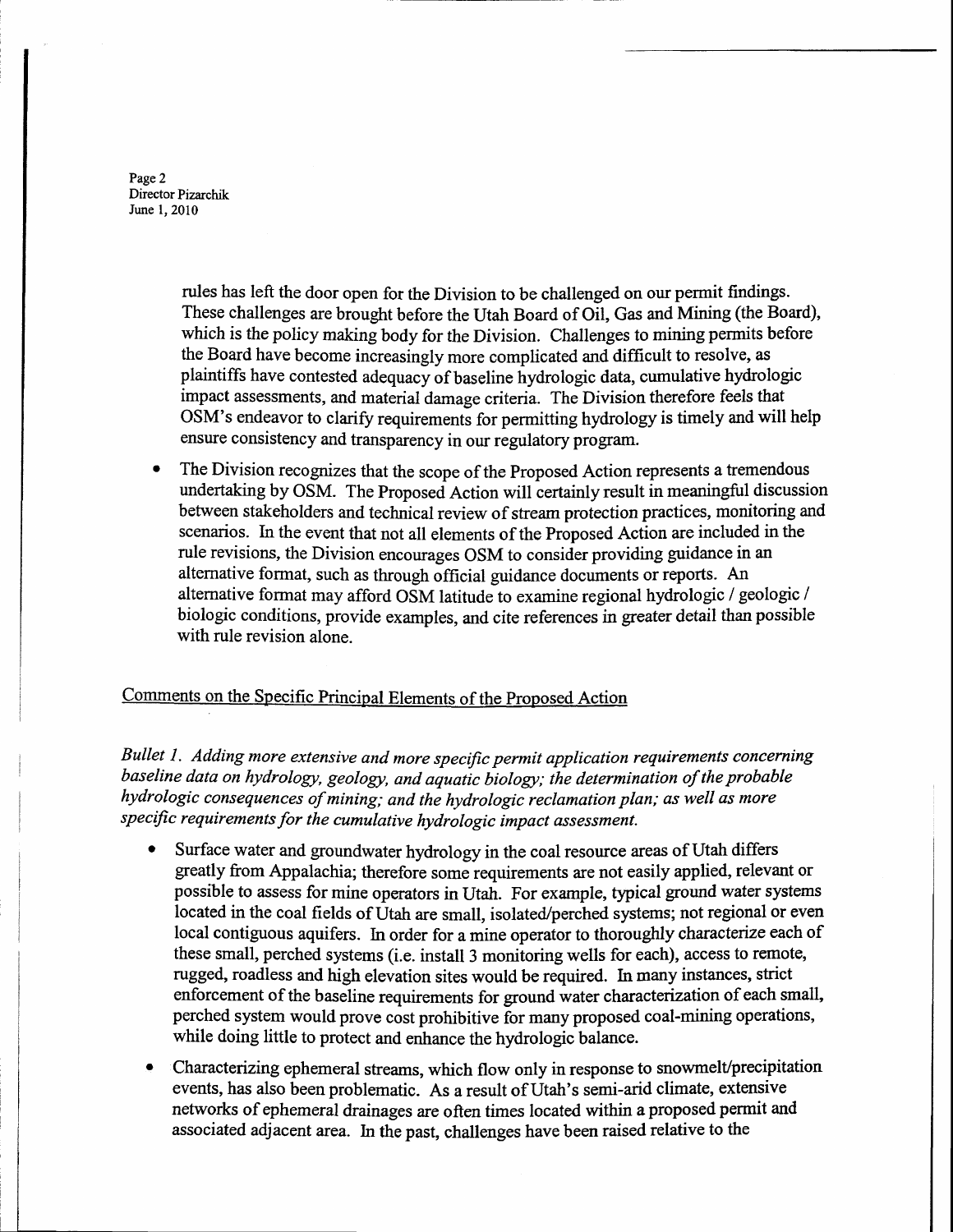rules has left the door open for the Division to be challenged on our permit findings. These challenges are brought before the Utah Board of Oil, Gas and Mining (the Board), which is the policy making body for the Division. Challenges to mining permits before the Board have become increasingly more complicated and difficult to resolve, as plaintiffs have contested adequacy of baseline hydrologic data, cumulative hydrologic impact assessments, and material damage criteria. The Division therefore feels that OSM's endeavor to clarify requirements for permitting hydrology is timely and will help ensure consistency and transparency in our regulatory program.

- The Division recognizes that the scope of the Proposed Action represents a tremendous undertaking by OSM. The Proposed Action will certainly result in meaningful discussion between stakeholders and technical review of stream protection practices, monitoring and scenarios. In the event that not all elements of the Proposed Action are included in the rule revisions, the Division encourages OSM to consider providing guidance in an alternative format, such as through official guidance documents or reports. An alternative format may afford OSM latitude to examine regional hydrologic / geologic / biologic conditions, provide examples, and cite references in greater detail than possible with rule revision alone.

Comments on the Specific Principal Elements of the Proposed Action

*Bullet 1. Adding more extensive and more specific permit application requirements concerning baseline data on hydrology, geology, and aquatic biology; the determination of the probable hydrologic consequences of mining; and the hydrologic reclamation plan; as well as more specific requirements for the cumulative hydrologic impact assessment.*

- Surface water and groundwater hydrology in the coal resource areas of Utah differs greatly from Appalachia; therefore some requirements are not easily applied, relevant or possible to assess for mine operators in Utah. For example, typical ground water systems located in the coal fields of Utah are small, isolated/perched systems; not regional or even local contiguous aquifers. In order for a mine operator to thoroughly characterize each of these small, perched systems (i.e. install 3 monitoring wells for each), access to remote, rugged, roadless and high elevation sites would be required. In many instances, strict enforcement of the baseline requirements for ground water characterization of each small, perched system would prove cost prohibitive for many proposed coal-mining operations, while doing little to protect and enhance the hydrologic balance.

- Characterizing ephemeral streams, which flow only in response to snowmelt/precipitation events, has also been problematic. As a result of Utah's semi-arid climate, extensive networks of ephemeral drainages are often times located within a proposed permit and associated adjacent area. In the past, challenges have been raised relative to the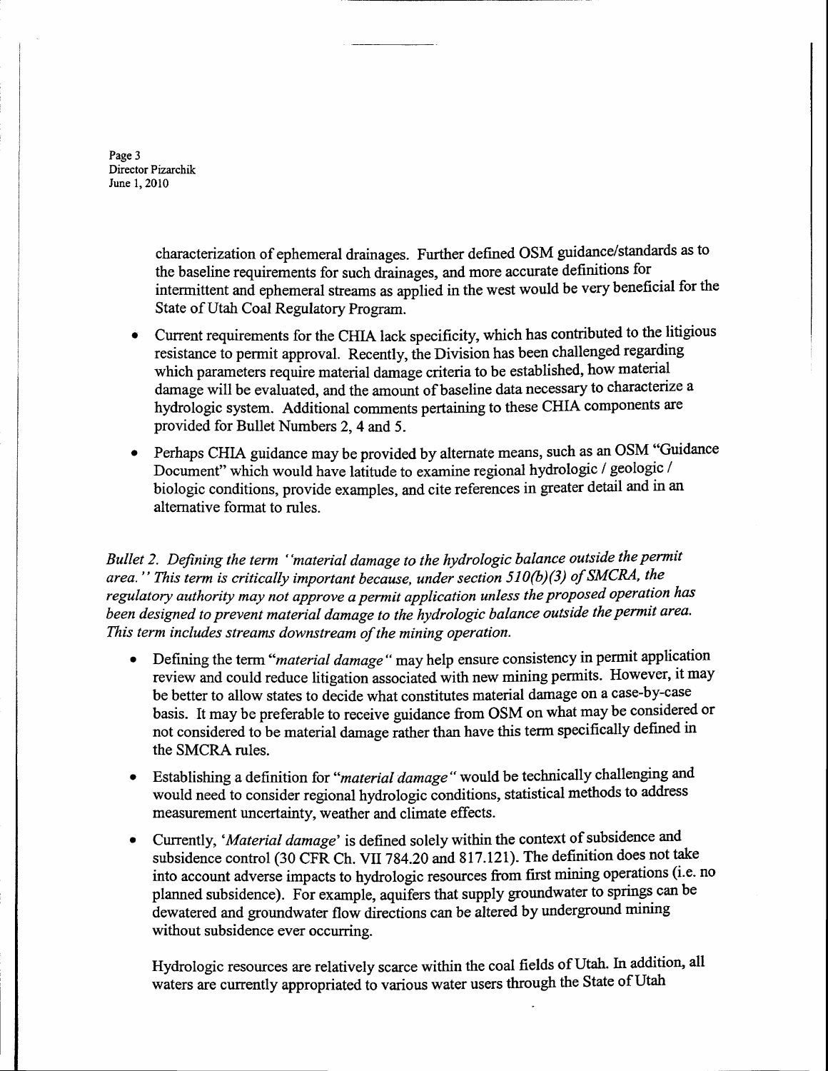characterization of ephemeral drainages. Further defined OSM guidance/standards as to the baseline requirements for such drainages, and more accurate definitions for intermittent and ephemeral streams as applied in the west would be very beneficial for the State of Utah Coal Regulatory Program.

- Current requirements for the CHIA lack specificity, which has contributed to the litigious resistance to permit approval. Recently, the Division has been challenged regarding which parameters require material damage criteria to be established, how material damage will be evaluated, and the amount of baseline data necessary to characterize a hydrologic system. Additional comments pertaining to these CHIA components are provided for Bullet Numbers 2, 4 and 5.
- Perhaps CHIA guidance may be provided by alternate means, such as an OSM "Guidance Document" which would have latitude to examine regional hydrologic / geologic / biologic conditions, provide examples, and cite references in greater detail and in an alternative format to rules.

*Bullet 2. Defining the term ''material damage to the hydrologic balance outside the permit area.'' This term is critically important because, under section 510(b)(3) of SMCRA, the regulatory authority may not approve a permit application unless the proposed operation has been designed to prevent material damage to the hydrologic balance outside the permit area. This term includes streams downstream of the mining operation.*

- Defining the term "*material damage*" may help ensure consistency in permit application review and could reduce litigation associated with new mining permits. However, it may be better to allow states to decide what constitutes material damage on a case-by-case basis. It may be preferable to receive guidance from OSM on what may be considered or not considered to be material damage rather than have this term specifically defined in the SMCRA rules.
- Establishing a definition for "*material damage*" would be technically challenging and would need to consider regional hydrologic conditions, statistical methods to address measurement uncertainty, weather and climate effects.
- Currently, '*Material damage*' is defined solely within the context of subsidence and subsidence control (30 CFR Ch. VII 784.20 and 817.121). The definition does not take into account adverse impacts to hydrologic resources from first mining operations (i.e. no planned subsidence). For example, aquifers that supply groundwater to springs can be dewatered and groundwater flow directions can be altered by underground mining without subsidence ever occurring.

  Hydrologic resources are relatively scarce within the coal fields of Utah. In addition, all waters are currently appropriated to various water users through the State of Utah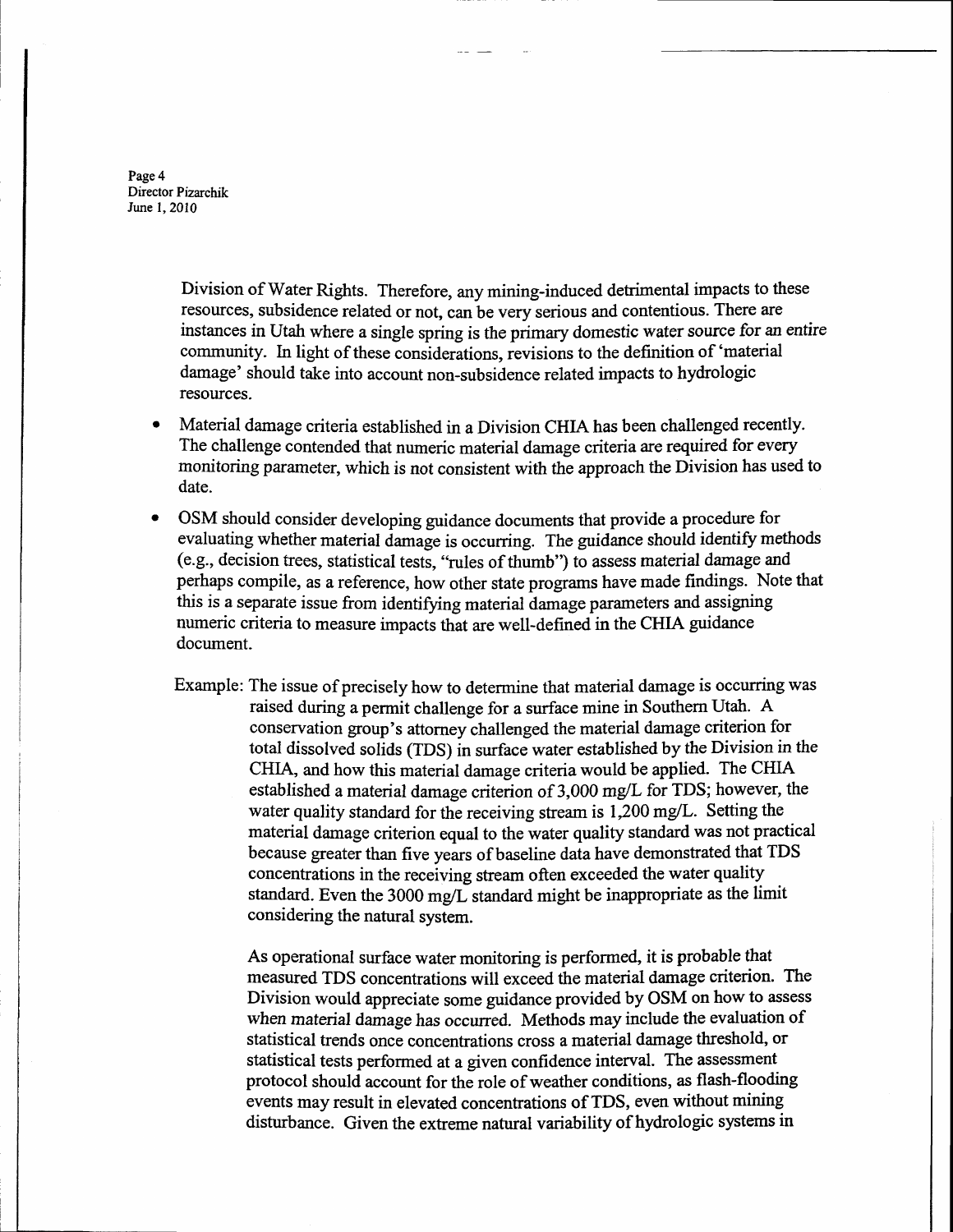Division of Water Rights. Therefore, any mining-induced detrimental impacts to these resources, subsidence related or not, can be very serious and contentious. There are instances in Utah where a single spring is the primary domestic water source for an entire community. In light of these considerations, revisions to the definition of 'material damage' should take into account non-subsidence related impacts to hydrologic resources.

- Material damage criteria established in a Division CHIA has been challenged recently. The challenge contended that numeric material damage criteria are required for every monitoring parameter, which is not consistent with the approach the Division has used to date.

- OSM should consider developing guidance documents that provide a procedure for evaluating whether material damage is occurring. The guidance should identify methods (e.g., decision trees, statistical tests, "rules of thumb") to assess material damage and perhaps compile, as a reference, how other state programs have made findings. Note that this is a separate issue from identifying material damage parameters and assigning numeric criteria to measure impacts that are well-defined in the CHIA guidance document.

Example: The issue of precisely how to determine that material damage is occurring was raised during a permit challenge for a surface mine in Southern Utah. A conservation group's attorney challenged the material damage criterion for total dissolved solids (TDS) in surface water established by the Division in the CHIA, and how this material damage criteria would be applied. The CHIA established a material damage criterion of 3,000 mg/L for TDS; however, the water quality standard for the receiving stream is 1,200 mg/L. Setting the material damage criterion equal to the water quality standard was not practical because greater than five years of baseline data have demonstrated that TDS concentrations in the receiving stream often exceeded the water quality standard. Even the 3000 mg/L standard might be inappropriate as the limit considering the natural system.

As operational surface water monitoring is performed, it is probable that measured TDS concentrations will exceed the material damage criterion. The Division would appreciate some guidance provided by OSM on how to assess when material damage has occurred. Methods may include the evaluation of statistical trends once concentrations cross a material damage threshold, or statistical tests performed at a given confidence interval. The assessment protocol should account for the role of weather conditions, as flash-flooding events may result in elevated concentrations of TDS, even without mining disturbance. Given the extreme natural variability of hydrologic systems in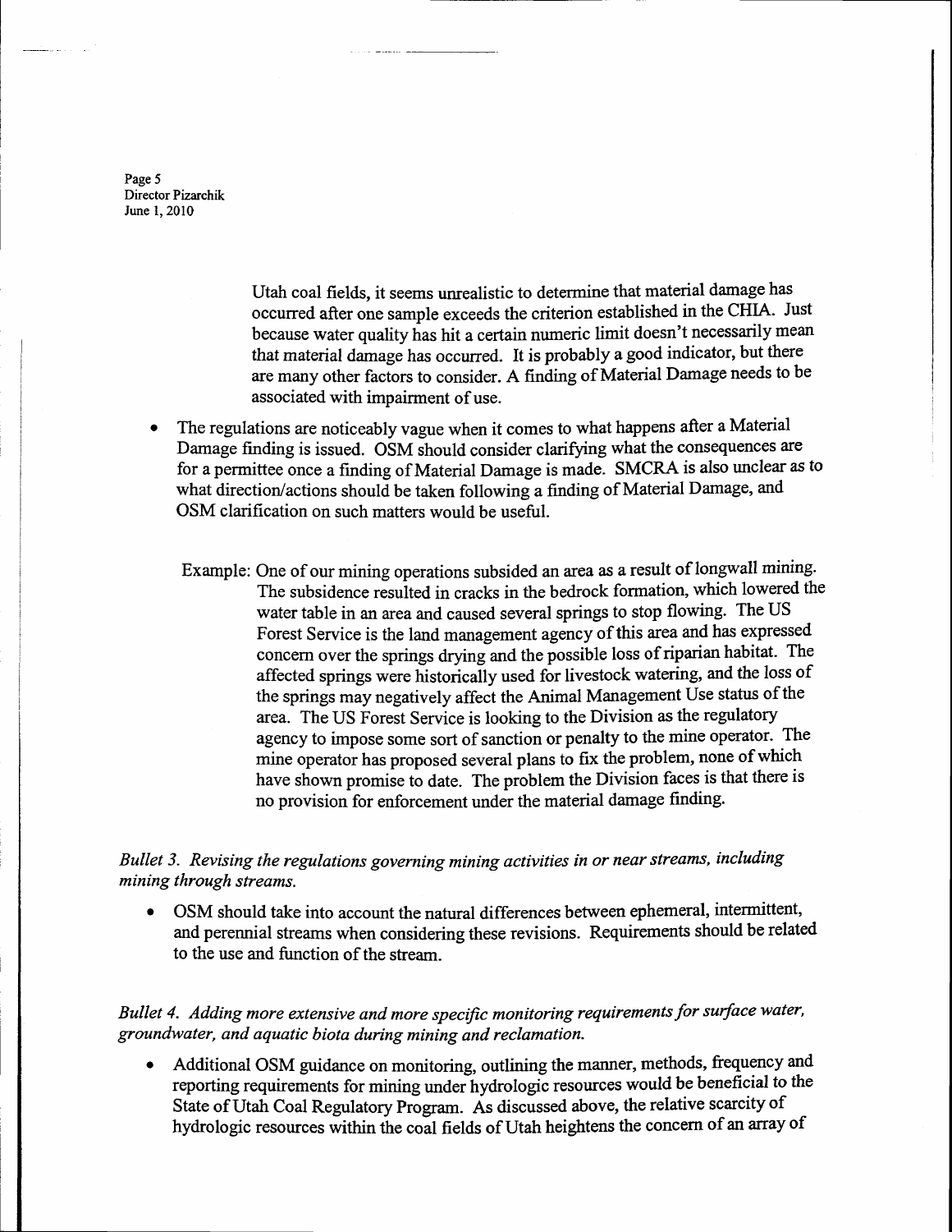Utah coal fields, it seems unrealistic to determine that material damage has occurred after one sample exceeds the criterion established in the CHIA. Just because water quality has hit a certain numeric limit doesn't necessarily mean that material damage has occurred. It is probably a good indicator, but there are many other factors to consider. A finding of Material Damage needs to be associated with impairment of use.

- The regulations are noticeably vague when it comes to what happens after a Material Damage finding is issued. OSM should consider clarifying what the consequences are for a permittee once a finding of Material Damage is made. SMCRA is also unclear as to what direction/actions should be taken following a finding of Material Damage, and OSM clarification on such matters would be useful.

  Example: One of our mining operations subsided an area as a result of longwall mining. The subsidence resulted in cracks in the bedrock formation, which lowered the water table in an area and caused several springs to stop flowing. The US Forest Service is the land management agency of this area and has expressed concern over the springs drying and the possible loss of riparian habitat. The affected springs were historically used for livestock watering, and the loss of the springs may negatively affect the Animal Management Use status of the area. The US Forest Service is looking to the Division as the regulatory agency to impose some sort of sanction or penalty to the mine operator. The mine operator has proposed several plans to fix the problem, none of which have shown promise to date. The problem the Division faces is that there is no provision for enforcement under the material damage finding.

*Bullet 3. Revising the regulations governing mining activities in or near streams, including mining through streams.*

- OSM should take into account the natural differences between ephemeral, intermittent, and perennial streams when considering these revisions. Requirements should be related to the use and function of the stream.

*Bullet 4. Adding more extensive and more specific monitoring requirements for surface water, groundwater, and aquatic biota during mining and reclamation.*

- Additional OSM guidance on monitoring, outlining the manner, methods, frequency and reporting requirements for mining under hydrologic resources would be beneficial to the State of Utah Coal Regulatory Program. As discussed above, the relative scarcity of hydrologic resources within the coal fields of Utah heightens the concern of an array of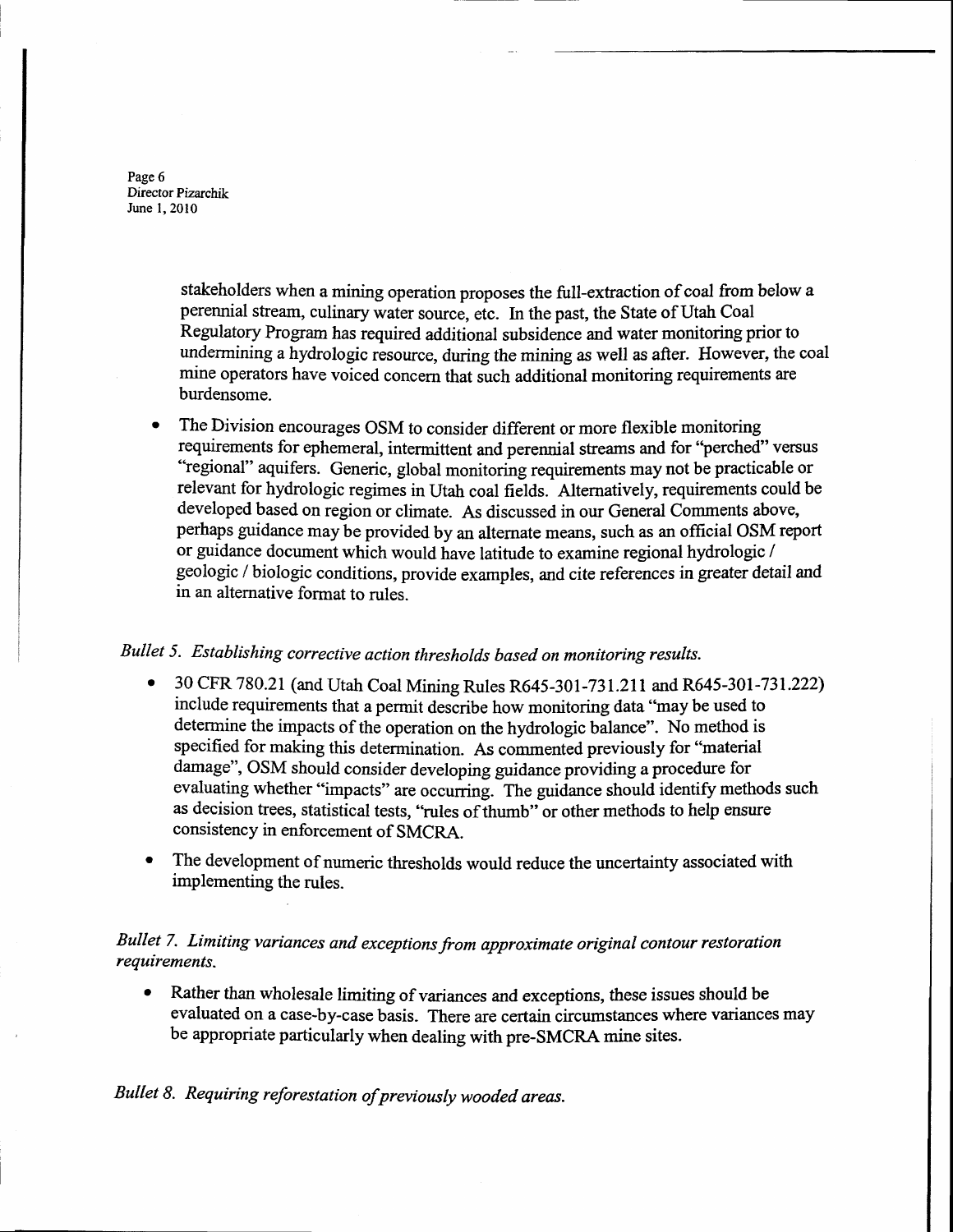stakeholders when a mining operation proposes the full-extraction of coal from below a perennial stream, culinary water source, etc. In the past, the State of Utah Coal Regulatory Program has required additional subsidence and water monitoring prior to undermining a hydrologic resource, during the mining as well as after. However, the coal mine operators have voiced concern that such additional monitoring requirements are burdensome.

- The Division encourages OSM to consider different or more flexible monitoring requirements for ephemeral, intermittent and perennial streams and for "perched" versus "regional" aquifers. Generic, global monitoring requirements may not be practicable or relevant for hydrologic regimes in Utah coal fields. Alternatively, requirements could be developed based on region or climate. As discussed in our General Comments above, perhaps guidance may be provided by an alternate means, such as an official OSM report or guidance document which would have latitude to examine regional hydrologic / geologic / biologic conditions, provide examples, and cite references in greater detail and in an alternative format to rules.

*Bullet 5. Establishing corrective action thresholds based on monitoring results.*

- 30 CFR 780.21 (and Utah Coal Mining Rules R645-301-731.211 and R645-301-731.222) include requirements that a permit describe how monitoring data "may be used to determine the impacts of the operation on the hydrologic balance". No method is specified for making this determination. As commented previously for "material damage", OSM should consider developing guidance providing a procedure for evaluating whether "impacts" are occurring. The guidance should identify methods such as decision trees, statistical tests, "rules of thumb" or other methods to help ensure consistency in enforcement of SMCRA.
- The development of numeric thresholds would reduce the uncertainty associated with implementing the rules.

*Bullet 7. Limiting variances and exceptions from approximate original contour restoration requirements.*

- Rather than wholesale limiting of variances and exceptions, these issues should be evaluated on a case-by-case basis. There are certain circumstances where variances may be appropriate particularly when dealing with pre-SMCRA mine sites.

*Bullet 8. Requiring reforestation of previously wooded areas.*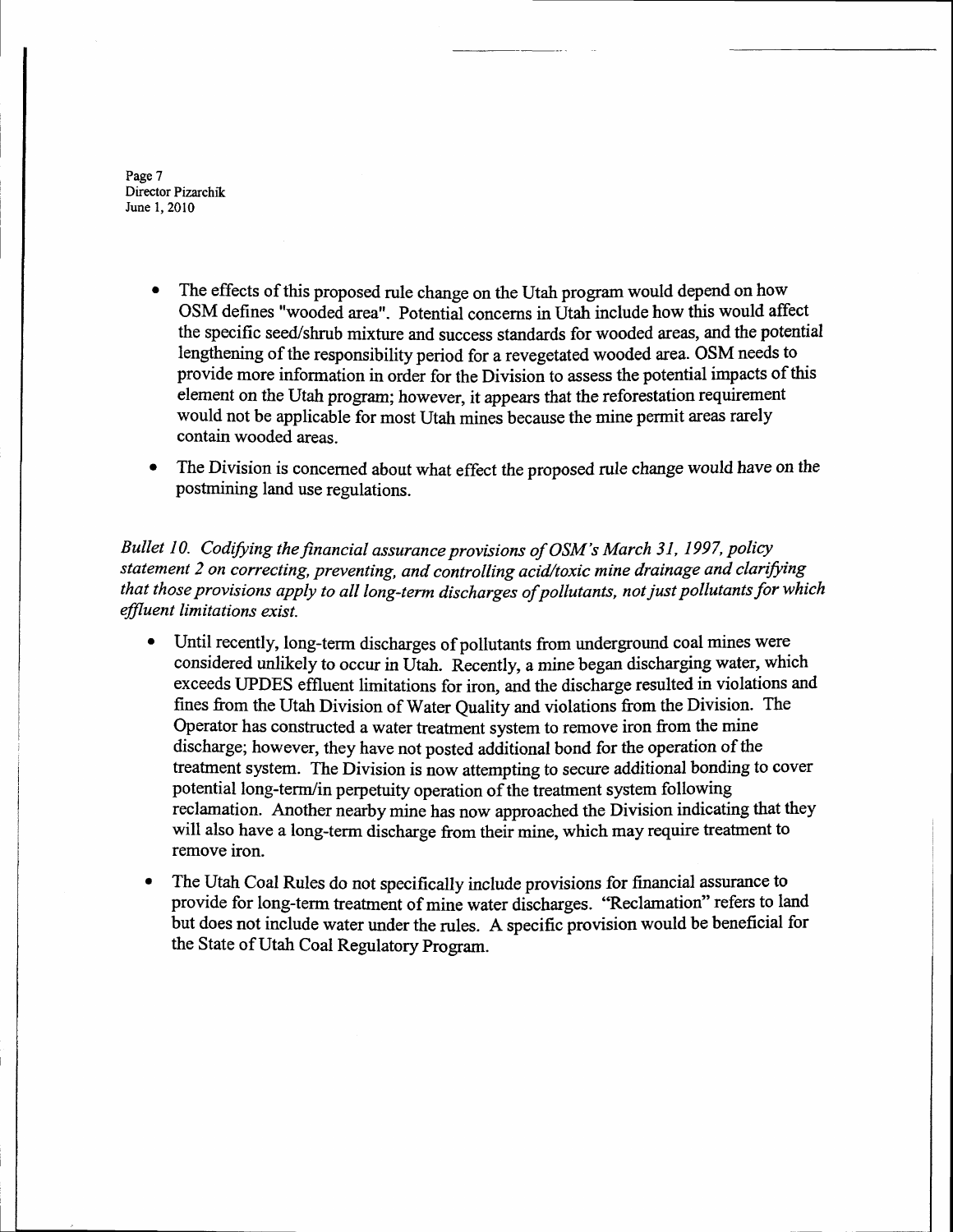- The effects of this proposed rule change on the Utah program would depend on how OSM defines "wooded area". Potential concerns in Utah include how this would affect the specific seed/shrub mixture and success standards for wooded areas, and the potential lengthening of the responsibility period for a revegetated wooded area. OSM needs to provide more information in order for the Division to assess the potential impacts of this element on the Utah program; however, it appears that the reforestation requirement would not be applicable for most Utah mines because the mine permit areas rarely contain wooded areas.
- The Division is concerned about what effect the proposed rule change would have on the postmining land use regulations.

*Bullet 10. Codifying the financial assurance provisions of OSM's March 31, 1997, policy statement 2 on correcting, preventing, and controlling acid/toxic mine drainage and clarifying that those provisions apply to all long-term discharges of pollutants, not just pollutants for which effluent limitations exist.*

- Until recently, long-term discharges of pollutants from underground coal mines were considered unlikely to occur in Utah. Recently, a mine began discharging water, which exceeds UPDES effluent limitations for iron, and the discharge resulted in violations and fines from the Utah Division of Water Quality and violations from the Division. The Operator has constructed a water treatment system to remove iron from the mine discharge; however, they have not posted additional bond for the operation of the treatment system. The Division is now attempting to secure additional bonding to cover potential long-term/in perpetuity operation of the treatment system following reclamation. Another nearby mine has now approached the Division indicating that they will also have a long-term discharge from their mine, which may require treatment to remove iron.
- The Utah Coal Rules do not specifically include provisions for financial assurance to provide for long-term treatment of mine water discharges. "Reclamation" refers to land but does not include water under the rules. A specific provision would be beneficial for the State of Utah Coal Regulatory Program.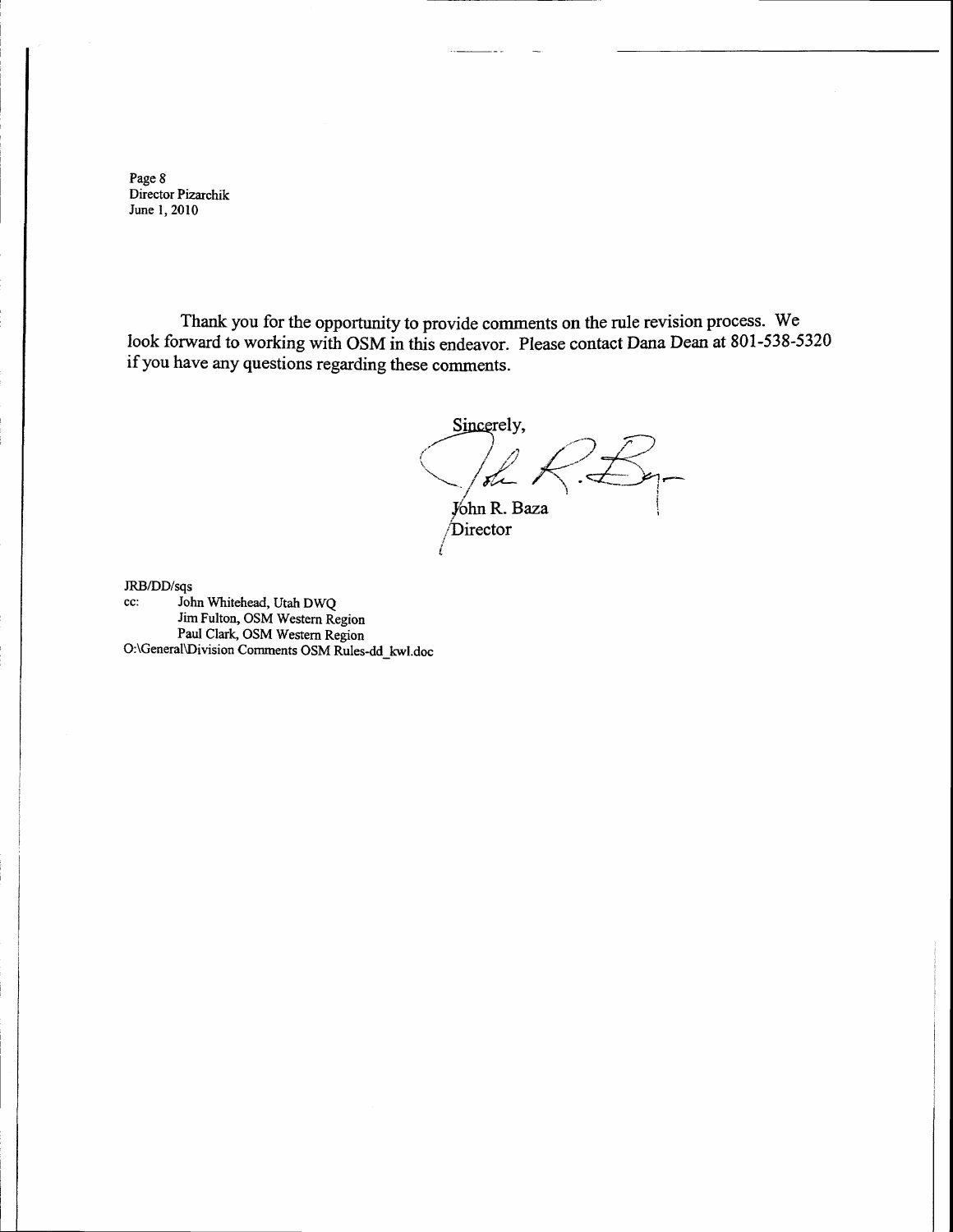Thank you for the opportunity to provide comments on the rule revision process. We look forward to working with OSM in this endeavor. Please contact Dana Dean at 801-538-5320 if you have any questions regarding these comments.

Sincerely,

John R. Baza
Director

JRB/DD/sqs

cc: John Whitehead, Utah DWQ
Jim Fulton, OSM Western Region
Paul Clark, OSM Western Region

O:\General\Division Comments OSM Rules-dd_kwl.doc